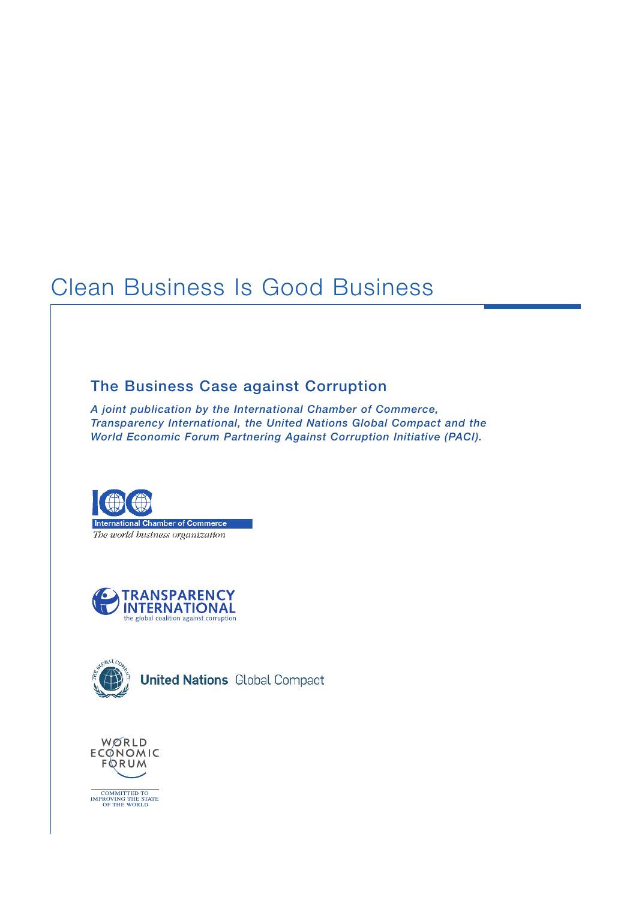# Clean Business Is Good Business

## The Business Case against Corruption

*A joint publication by the International Chamber of Commerce, Transparency International, the United Nations Global Compact and the World Economic Forum Partnering Against Corruption Initiative (PACI).*

International Chamber of Commerce
*The world business organization*

TRANSPARENCY INTERNATIONAL
the global coalition against corruption

United Nations Global Compact

WORLD ECONOMIC FORUM
COMMITTED TO IMPROVING THE STATE OF THE WORLD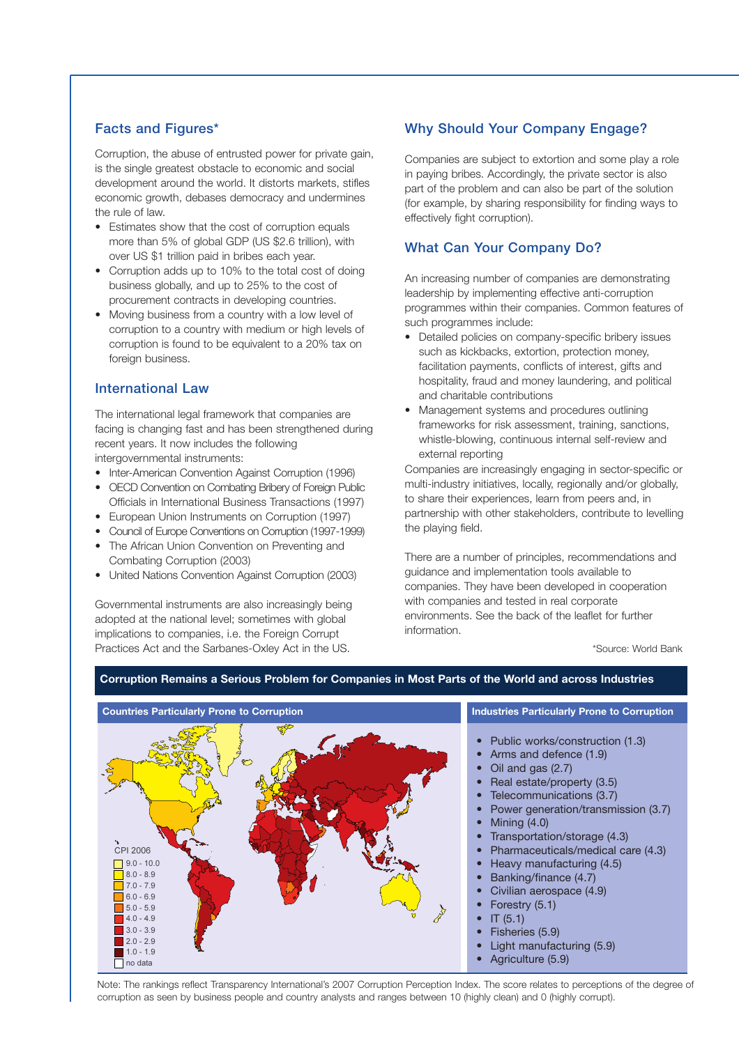## Facts and Figures*

Corruption, the abuse of entrusted power for private gain, is the single greatest obstacle to economic and social development around the world. It distorts markets, stifles economic growth, debases democracy and undermines the rule of law.

- Estimates show that the cost of corruption equals more than 5% of global GDP (US $2.6 trillion), with over US $1 trillion paid in bribes each year.
- Corruption adds up to 10% to the total cost of doing business globally, and up to 25% to the cost of procurement contracts in developing countries.
- Moving business from a country with a low level of corruption to a country with medium or high levels of corruption is found to be equivalent to a 20% tax on foreign business.

## International Law

The international legal framework that companies are facing is changing fast and has been strengthened during recent years. It now includes the following intergovernmental instruments:

- Inter-American Convention Against Corruption (1996)
- OECD Convention on Combating Bribery of Foreign Public Officials in International Business Transactions (1997)
- European Union Instruments on Corruption (1997)
- Council of Europe Conventions on Corruption (1997-1999)
- The African Union Convention on Preventing and Combating Corruption (2003)
- United Nations Convention Against Corruption (2003)

Governmental instruments are also increasingly being adopted at the national level; sometimes with global implications to companies, i.e. the Foreign Corrupt Practices Act and the Sarbanes-Oxley Act in the US.

## Why Should Your Company Engage?

Companies are subject to extortion and some play a role in paying bribes. Accordingly, the private sector is also part of the problem and can also be part of the solution (for example, by sharing responsibility for finding ways to effectively fight corruption).

## What Can Your Company Do?

An increasing number of companies are demonstrating leadership by implementing effective anti-corruption programmes within their companies. Common features of such programmes include:

- Detailed policies on company-specific bribery issues such as kickbacks, extortion, protection money, facilitation payments, conflicts of interest, gifts and hospitality, fraud and money laundering, and political and charitable contributions
- Management systems and procedures outlining frameworks for risk assessment, training, sanctions, whistle-blowing, continuous internal self-review and external reporting

Companies are increasingly engaging in sector-specific or multi-industry initiatives, locally, regionally and/or globally, to share their experiences, learn from peers and, in partnership with other stakeholders, contribute to levelling the playing field.

There are a number of principles, recommendations and guidance and implementation tools available to companies. They have been developed in cooperation with companies and tested in real corporate environments. See the back of the leaflet for further information.

*Source: World Bank

## Corruption Remains a Serious Problem for Companies in Most Parts of the World and across Industries

### Countries Particularly Prone to Corruption

CPI 2006

- 9.0 - 10.0
- 8.0 - 8.9
- 7.0 - 7.9
- 6.0 - 6.9
- 5.0 - 5.9
- 4.0 - 4.9
- 3.0 - 3.9
- 2.0 - 2.9
- 1.0 - 1.9
- no data

### Industries Particularly Prone to Corruption

- Public works/construction (1.3)
- Arms and defence (1.9)
- Oil and gas (2.7)
- Real estate/property (3.5)
- Telecommunications (3.7)
- Power generation/transmission (3.7)
- Mining (4.0)
- Transportation/storage (4.3)
- Pharmaceuticals/medical care (4.3)
- Heavy manufacturing (4.5)
- Banking/finance (4.7)
- Civilian aerospace (4.9)
- Forestry (5.1)
- IT (5.1)
- Fisheries (5.9)
- Light manufacturing (5.9)
- Agriculture (5.9)

Note: The rankings reflect Transparency International's 2007 Corruption Perception Index. The score relates to perceptions of the degree of corruption as seen by business people and country analysts and ranges between 10 (highly clean) and 0 (highly corrupt).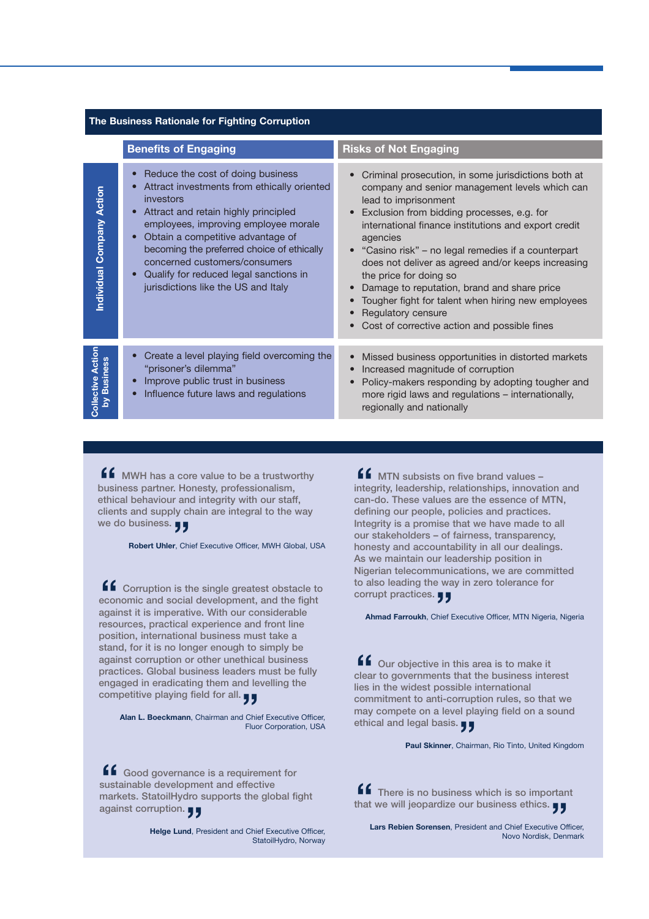## The Business Rationale for Fighting Corruption

| | Benefits of Engaging | Risks of Not Engaging |
| --- | --- | --- |
| **Individual Company Action** | • Reduce the cost of doing business<br>• Attract investments from ethically oriented investors<br>• Attract and retain highly principled employees, improving employee morale<br>• Obtain a competitive advantage of becoming the preferred choice of ethically concerned customers/consumers<br>• Qualify for reduced legal sanctions in jurisdictions like the US and Italy | • Criminal prosecution, in some jurisdictions both at company and senior management levels which can lead to imprisonment<br>• Exclusion from bidding processes, e.g. for international finance institutions and export credit agencies<br>• "Casino risk" – no legal remedies if a counterpart does not deliver as agreed and/or keeps increasing the price for doing so<br>• Damage to reputation, brand and share price<br>• Tougher fight for talent when hiring new employees<br>• Regulatory censure<br>• Cost of corrective action and possible fines |
| **Collective Action by Business** | • Create a level playing field overcoming the "prisoner's dilemma"<br>• Improve public trust in business<br>• Influence future laws and regulations | • Missed business opportunities in distorted markets<br>• Increased magnitude of corruption<br>• Policy-makers responding by adopting tougher and more rigid laws and regulations – internationally, regionally and nationally |

"MWH has a core value to be a trustworthy business partner. Honesty, professionalism, ethical behaviour and integrity with our staff, clients and supply chain are integral to the way we do business."

**Robert Uhler**, Chief Executive Officer, MWH Global, USA

"Corruption is the single greatest obstacle to economic and social development, and the fight against it is imperative. With our considerable resources, practical experience and front line position, international business must take a stand, for it is no longer enough to simply be against corruption or other unethical business practices. Global business leaders must be fully engaged in eradicating them and levelling the competitive playing field for all."

**Alan L. Boeckmann**, Chairman and Chief Executive Officer, Fluor Corporation, USA

"Good governance is a requirement for sustainable development and effective markets. StatoilHydro supports the global fight against corruption."

**Helge Lund**, President and Chief Executive Officer, StatoilHydro, Norway

"MTN subsists on five brand values – integrity, leadership, relationships, innovation and can-do. These values are the essence of MTN, defining our people, policies and practices. Integrity is a promise that we have made to all our stakeholders – of fairness, transparency, honesty and accountability in all our dealings. As we maintain our leadership position in Nigerian telecommunications, we are committed to also leading the way in zero tolerance for corrupt practices."

**Ahmad Farroukh**, Chief Executive Officer, MTN Nigeria, Nigeria

"Our objective in this area is to make it clear to governments that the business interest lies in the widest possible international commitment to anti-corruption rules, so that we may compete on a level playing field on a sound ethical and legal basis."

**Paul Skinner**, Chairman, Rio Tinto, United Kingdom

"There is no business which is so important that we will jeopardize our business ethics."

**Lars Rebien Sorensen**, President and Chief Executive Officer, Novo Nordisk, Denmark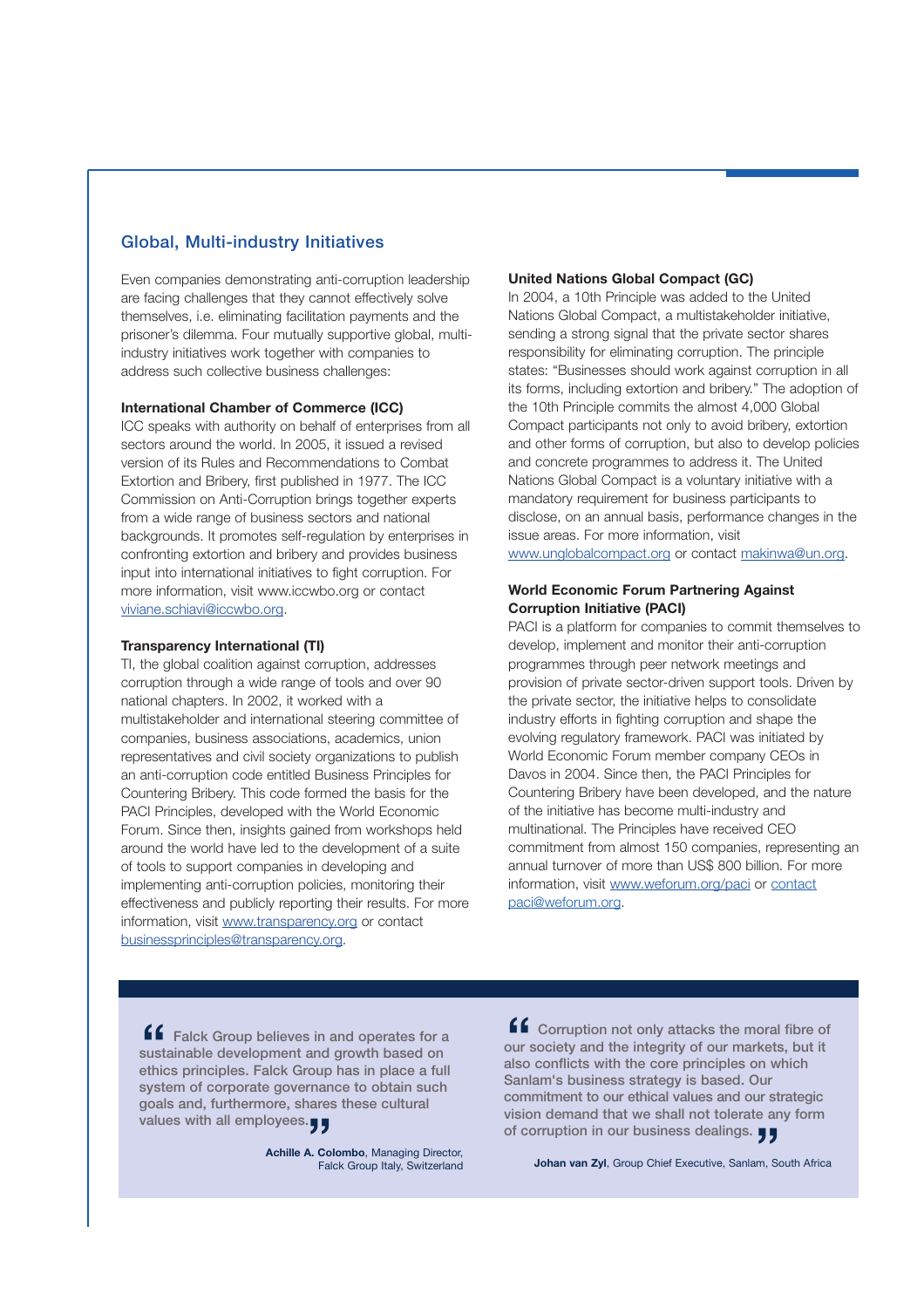## Global, Multi-industry Initiatives

Even companies demonstrating anti-corruption leadership are facing challenges that they cannot effectively solve themselves, i.e. eliminating facilitation payments and the prisoner's dilemma. Four mutually supportive global, multi-industry initiatives work together with companies to address such collective business challenges:

**International Chamber of Commerce (ICC)**
ICC speaks with authority on behalf of enterprises from all sectors around the world. In 2005, it issued a revised version of its Rules and Recommendations to Combat Extortion and Bribery, first published in 1977. The ICC Commission on Anti-Corruption brings together experts from a wide range of business sectors and national backgrounds. It promotes self-regulation by enterprises in confronting extortion and bribery and provides business input into international initiatives to fight corruption. For more information, visit www.iccwbo.org or contact viviane.schiavi@iccwbo.org.

**Transparency International (TI)**
TI, the global coalition against corruption, addresses corruption through a wide range of tools and over 90 national chapters. In 2002, it worked with a multistakeholder and international steering committee of companies, business associations, academics, union representatives and civil society organizations to publish an anti-corruption code entitled Business Principles for Countering Bribery. This code formed the basis for the PACI Principles, developed with the World Economic Forum. Since then, insights gained from workshops held around the world have led to the development of a suite of tools to support companies in developing and implementing anti-corruption policies, monitoring their effectiveness and publicly reporting their results. For more information, visit www.transparency.org or contact businessprinciples@transparency.org.

**United Nations Global Compact (GC)**
In 2004, a 10th Principle was added to the United Nations Global Compact, a multistakeholder initiative, sending a strong signal that the private sector shares responsibility for eliminating corruption. The principle states: "Businesses should work against corruption in all its forms, including extortion and bribery." The adoption of the 10th Principle commits the almost 4,000 Global Compact participants not only to avoid bribery, extortion and other forms of corruption, but also to develop policies and concrete programmes to address it. The United Nations Global Compact is a voluntary initiative with a mandatory requirement for business participants to disclose, on an annual basis, performance changes in the issue areas. For more information, visit www.unglobalcompact.org or contact makinwa@un.org.

**World Economic Forum Partnering Against Corruption Initiative (PACI)**
PACI is a platform for companies to commit themselves to develop, implement and monitor their anti-corruption programmes through peer network meetings and provision of private sector-driven support tools. Driven by the private sector, the initiative helps to consolidate industry efforts in fighting corruption and shape the evolving regulatory framework. PACI was initiated by World Economic Forum member company CEOs in Davos in 2004. Since then, the PACI Principles for Countering Bribery have been developed, and the nature of the initiative has become multi-industry and multinational. The Principles have received CEO commitment from almost 150 companies, representing an annual turnover of more than US$ 800 billion. For more information, visit www.weforum.org/paci or contact paci@weforum.org.

> "Falck Group believes in and operates for a sustainable development and growth based on ethics principles. Falck Group has in place a full system of corporate governance to obtain such goals and, furthermore, shares these cultural values with all employees."
>
> **Achille A. Colombo**, Managing Director, Falck Group Italy, Switzerland

> "Corruption not only attacks the moral fibre of our society and the integrity of our markets, but it also conflicts with the core principles on which Sanlam's business strategy is based. Our commitment to our ethical values and our strategic vision demand that we shall not tolerate any form of corruption in our business dealings."
>
> **Johan van Zyl**, Group Chief Executive, Sanlam, South Africa